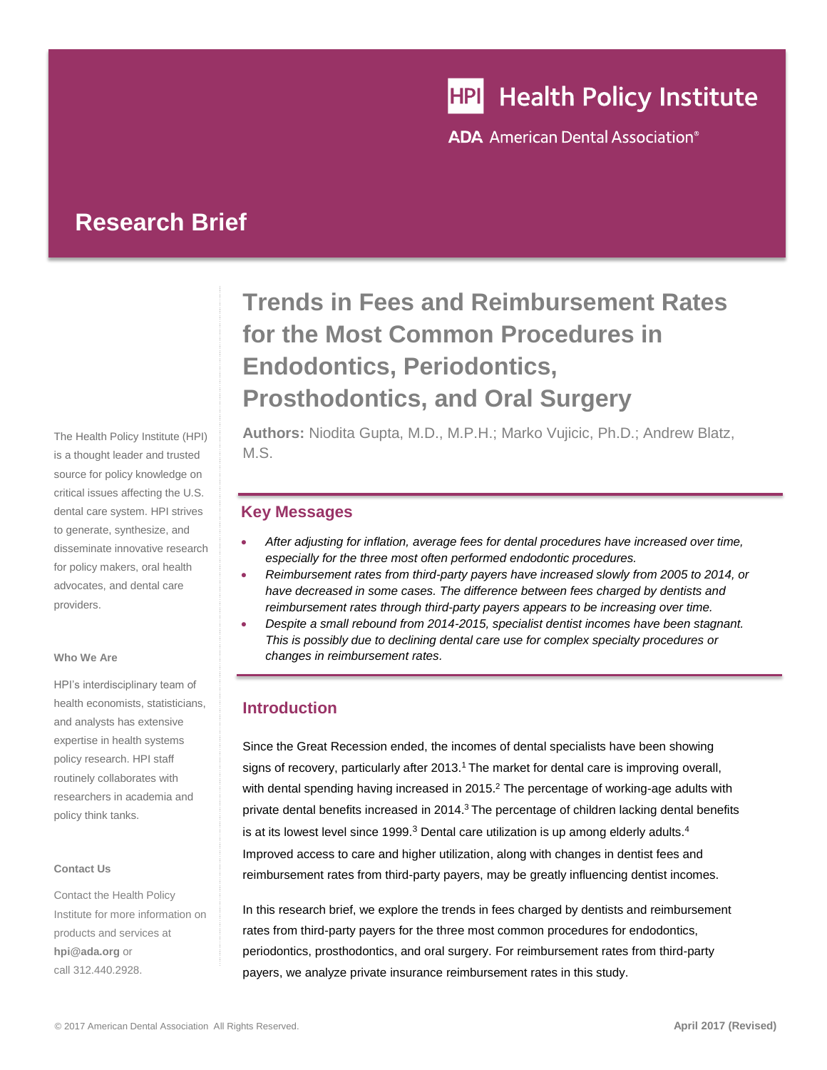Health Policy Institute

ADA American Dental Association®

## Research Brief

# Trends in Fees and Reimbursement Rates for the Most Common Procedures in Endodontics, Periodontics, Prosthodontics, and Oral Surgery

**Authors:** Niodita Gupta, M.D., M.P.H.; Marko Vujicic, Ph.D.; Andrew Blatz, M.S.

## Key Messages

- *After adjusting for inflation, average fees for dental procedures have increased over time, especially for the three most often performed endodontic procedures.*
- *Reimbursement rates from third-party payers have increased slowly from 2005 to 2014, or have decreased in some cases. The difference between fees charged by dentists and reimbursement rates through third-party payers appears to be increasing over time.*
- *Despite a small rebound from 2014-2015, specialist dentist incomes have been stagnant. This is possibly due to declining dental care use for complex specialty procedures or changes in reimbursement rates.*

## Introduction

Since the Great Recession ended, the incomes of dental specialists have been showing signs of recovery, particularly after 2013.[1] The market for dental care is improving overall, with dental spending having increased in 2015.[2] The percentage of working-age adults with private dental benefits increased in 2014.[3] The percentage of children lacking dental benefits is at its lowest level since 1999.[3] Dental care utilization is up among elderly adults.[4] Improved access to care and higher utilization, along with changes in dentist fees and reimbursement rates from third-party payers, may be greatly influencing dentist incomes.

In this research brief, we explore the trends in fees charged by dentists and reimbursement rates from third-party payers for the three most common procedures for endodontics, periodontics, prosthodontics, and oral surgery. For reimbursement rates from third-party payers, we analyze private insurance reimbursement rates in this study.

The Health Policy Institute (HPI) is a thought leader and trusted source for policy knowledge on critical issues affecting the U.S. dental care system. HPI strives to generate, synthesize, and disseminate innovative research for policy makers, oral health advocates, and dental care providers.

**Who We Are**

HPI's interdisciplinary team of health economists, statisticians, and analysts has extensive expertise in health systems policy research. HPI staff routinely collaborates with researchers in academia and policy think tanks.

**Contact Us**

Contact the Health Policy Institute for more information on products and services at **hpi@ada.org** or call 312.440.2928.

© 2017 American Dental Association All Rights Reserved.

**April 2017 (Revised)**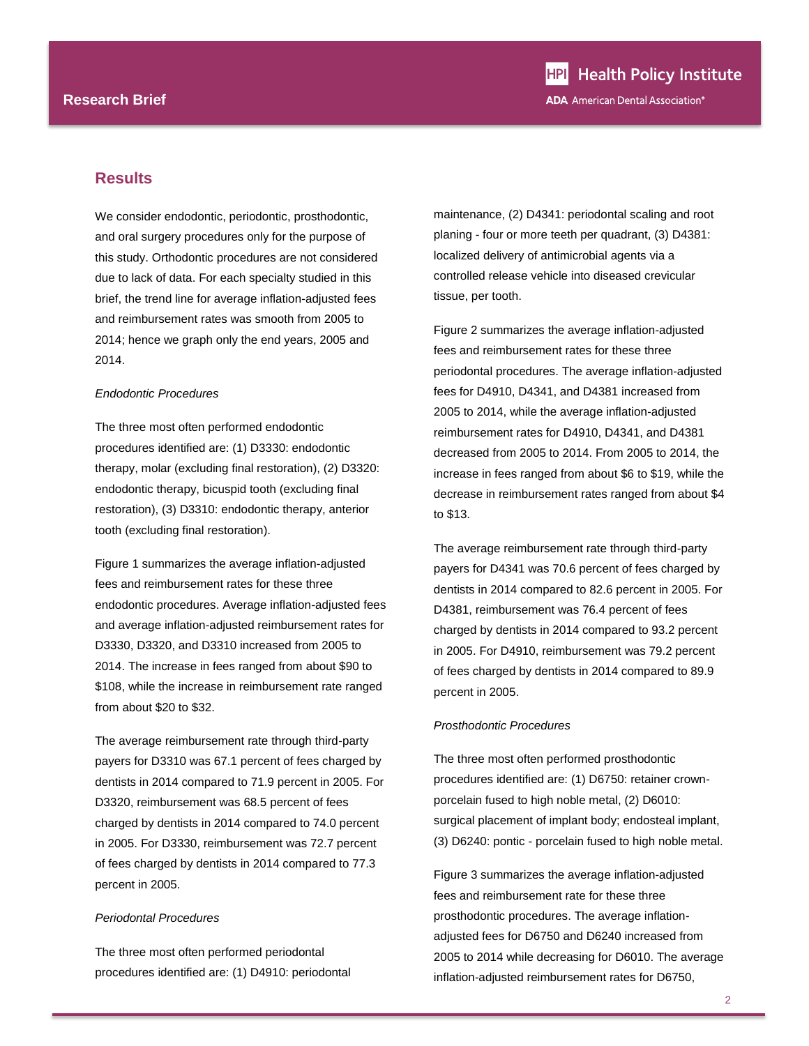## Results

We consider endodontic, periodontic, prosthodontic, and oral surgery procedures only for the purpose of this study. Orthodontic procedures are not considered due to lack of data. For each specialty studied in this brief, the trend line for average inflation-adjusted fees and reimbursement rates was smooth from 2005 to 2014; hence we graph only the end years, 2005 and 2014.

*Endodontic Procedures*

The three most often performed endodontic procedures identified are: (1) D3330: endodontic therapy, molar (excluding final restoration), (2) D3320: endodontic therapy, bicuspid tooth (excluding final restoration), (3) D3310: endodontic therapy, anterior tooth (excluding final restoration).

Figure 1 summarizes the average inflation-adjusted fees and reimbursement rates for these three endodontic procedures. Average inflation-adjusted fees and average inflation-adjusted reimbursement rates for D3330, D3320, and D3310 increased from 2005 to 2014. The increase in fees ranged from about $90 to $108, while the increase in reimbursement rate ranged from about $20 to $32.

The average reimbursement rate through third-party payers for D3310 was 67.1 percent of fees charged by dentists in 2014 compared to 71.9 percent in 2005. For D3320, reimbursement was 68.5 percent of fees charged by dentists in 2014 compared to 74.0 percent in 2005. For D3330, reimbursement was 72.7 percent of fees charged by dentists in 2014 compared to 77.3 percent in 2005.

*Periodontal Procedures*

The three most often performed periodontal procedures identified are: (1) D4910: periodontal maintenance, (2) D4341: periodontal scaling and root planing - four or more teeth per quadrant, (3) D4381: localized delivery of antimicrobial agents via a controlled release vehicle into diseased crevicular tissue, per tooth.

Figure 2 summarizes the average inflation-adjusted fees and reimbursement rates for these three periodontal procedures. The average inflation-adjusted fees for D4910, D4341, and D4381 increased from 2005 to 2014, while the average inflation-adjusted reimbursement rates for D4910, D4341, and D4381 decreased from 2005 to 2014. From 2005 to 2014, the increase in fees ranged from about $6 to $19, while the decrease in reimbursement rates ranged from about $4 to $13.

The average reimbursement rate through third-party payers for D4341 was 70.6 percent of fees charged by dentists in 2014 compared to 82.6 percent in 2005. For D4381, reimbursement was 76.4 percent of fees charged by dentists in 2014 compared to 93.2 percent in 2005. For D4910, reimbursement was 79.2 percent of fees charged by dentists in 2014 compared to 89.9 percent in 2005.

*Prosthodontic Procedures*

The three most often performed prosthodontic procedures identified are: (1) D6750: retainer crown-porcelain fused to high noble metal, (2) D6010: surgical placement of implant body; endosteal implant, (3) D6240: pontic - porcelain fused to high noble metal.

Figure 3 summarizes the average inflation-adjusted fees and reimbursement rate for these three prosthodontic procedures. The average inflation-adjusted fees for D6750 and D6240 increased from 2005 to 2014 while decreasing for D6010. The average inflation-adjusted reimbursement rates for D6750,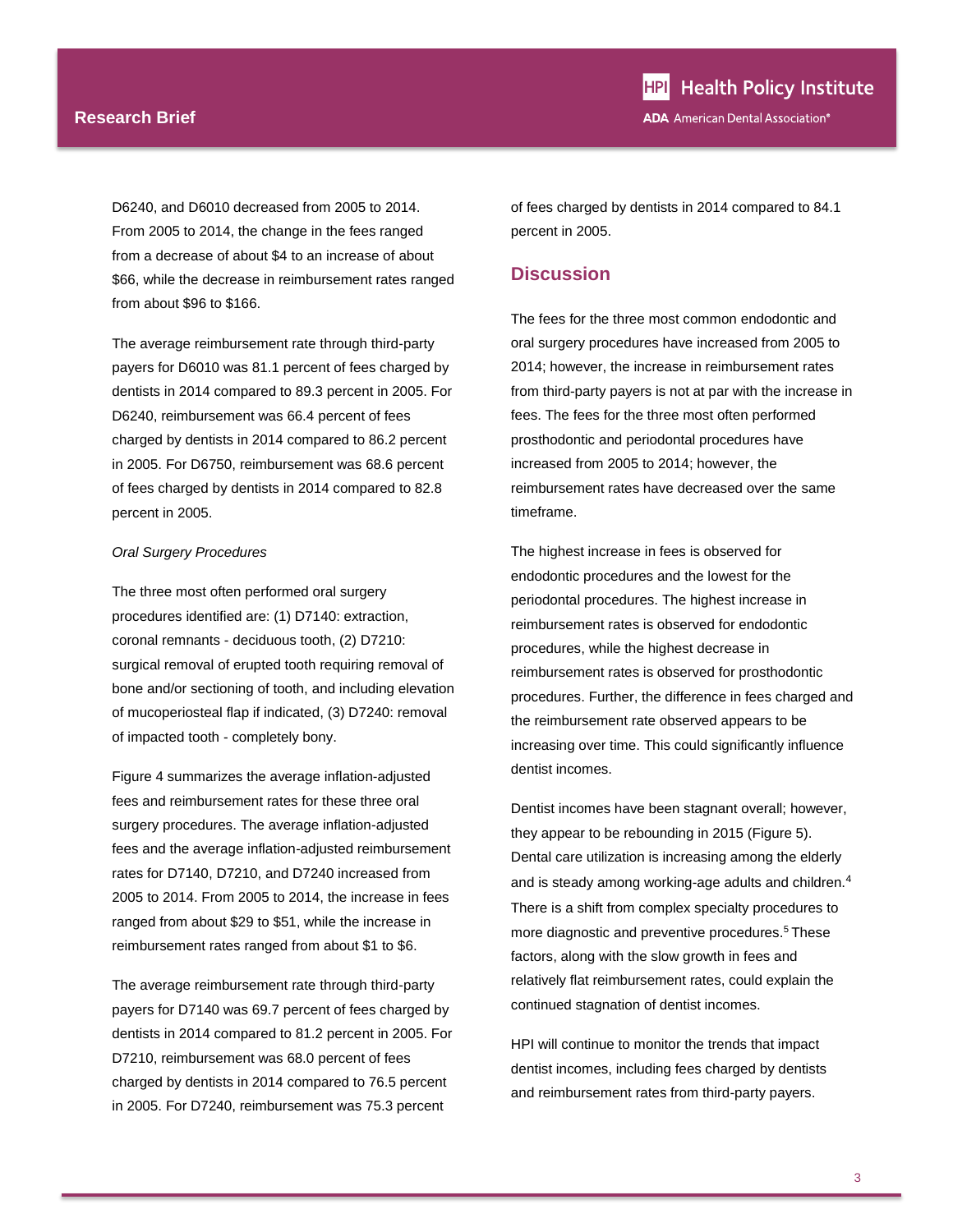D6240, and D6010 decreased from 2005 to 2014. From 2005 to 2014, the change in the fees ranged from a decrease of about $4 to an increase of about $66, while the decrease in reimbursement rates ranged from about $96 to $166.

The average reimbursement rate through third-party payers for D6010 was 81.1 percent of fees charged by dentists in 2014 compared to 89.3 percent in 2005. For D6240, reimbursement was 66.4 percent of fees charged by dentists in 2014 compared to 86.2 percent in 2005. For D6750, reimbursement was 68.6 percent of fees charged by dentists in 2014 compared to 82.8 percent in 2005.

*Oral Surgery Procedures*

The three most often performed oral surgery procedures identified are: (1) D7140: extraction, coronal remnants - deciduous tooth, (2) D7210: surgical removal of erupted tooth requiring removal of bone and/or sectioning of tooth, and including elevation of mucoperiosteal flap if indicated, (3) D7240: removal of impacted tooth - completely bony.

Figure 4 summarizes the average inflation-adjusted fees and reimbursement rates for these three oral surgery procedures. The average inflation-adjusted fees and the average inflation-adjusted reimbursement rates for D7140, D7210, and D7240 increased from 2005 to 2014. From 2005 to 2014, the increase in fees ranged from about $29 to $51, while the increase in reimbursement rates ranged from about $1 to $6.

The average reimbursement rate through third-party payers for D7140 was 69.7 percent of fees charged by dentists in 2014 compared to 81.2 percent in 2005. For D7210, reimbursement was 68.0 percent of fees charged by dentists in 2014 compared to 76.5 percent in 2005. For D7240, reimbursement was 75.3 percent of fees charged by dentists in 2014 compared to 84.1 percent in 2005.

## Discussion

The fees for the three most common endodontic and oral surgery procedures have increased from 2005 to 2014; however, the increase in reimbursement rates from third-party payers is not at par with the increase in fees. The fees for the three most often performed prosthodontic and periodontal procedures have increased from 2005 to 2014; however, the reimbursement rates have decreased over the same timeframe.

The highest increase in fees is observed for endodontic procedures and the lowest for the periodontal procedures. The highest increase in reimbursement rates is observed for endodontic procedures, while the highest decrease in reimbursement rates is observed for prosthodontic procedures. Further, the difference in fees charged and the reimbursement rate observed appears to be increasing over time. This could significantly influence dentist incomes.

Dentist incomes have been stagnant overall; however, they appear to be rebounding in 2015 (Figure 5). Dental care utilization is increasing among the elderly and is steady among working-age adults and children.[4] There is a shift from complex specialty procedures to more diagnostic and preventive procedures.[5] These factors, along with the slow growth in fees and relatively flat reimbursement rates, could explain the continued stagnation of dentist incomes.

HPI will continue to monitor the trends that impact dentist incomes, including fees charged by dentists and reimbursement rates from third-party payers.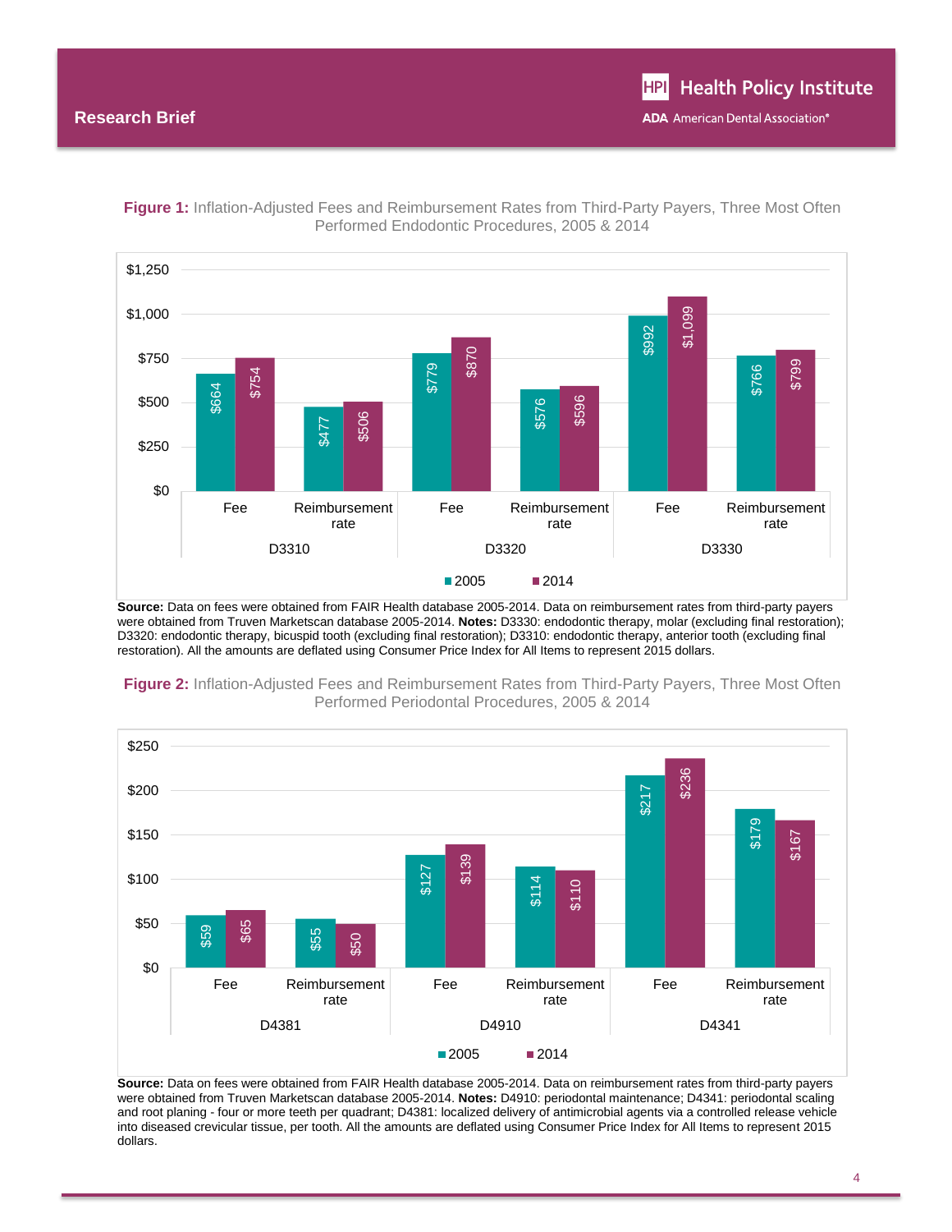**Figure 1:** Inflation-Adjusted Fees and Reimbursement Rates from Third-Party Payers, Three Most Often Performed Endodontic Procedures, 2005 & 2014

| Procedure | Measure | 2005 | 2014 |
|---|---|---|---|
| D3310 | Fee | $664 | $754 |
| D3310 | Reimbursement rate | $477 | $506 |
| D3320 | Fee | $779 | $870 |
| D3320 | Reimbursement rate | $576 | $596 |
| D3330 | Fee | $992 | $1,099 |
| D3330 | Reimbursement rate | $766 | $799 |

**Source:** Data on fees were obtained from FAIR Health database 2005-2014. Data on reimbursement rates from third-party payers were obtained from Truven Marketscan database 2005-2014. **Notes:** D3330: endodontic therapy, molar (excluding final restoration); D3320: endodontic therapy, bicuspid tooth (excluding final restoration); D3310: endodontic therapy, anterior tooth (excluding final restoration). All the amounts are deflated using Consumer Price Index for All Items to represent 2015 dollars.

**Figure 2:** Inflation-Adjusted Fees and Reimbursement Rates from Third-Party Payers, Three Most Often Performed Periodontal Procedures, 2005 & 2014

| Procedure | Measure | 2005 | 2014 |
|---|---|---|---|
| D4381 | Fee | $59 | $65 |
| D4381 | Reimbursement rate | $55 | $50 |
| D4910 | Fee | $127 | $139 |
| D4910 | Reimbursement rate | $114 | $110 |
| D4341 | Fee | $217 | $236 |
| D4341 | Reimbursement rate | $179 | $167 |

**Source:** Data on fees were obtained from FAIR Health database 2005-2014. Data on reimbursement rates from third-party payers were obtained from Truven Marketscan database 2005-2014. **Notes:** D4910: periodontal maintenance; D4341: periodontal scaling and root planing - four or more teeth per quadrant; D4381: localized delivery of antimicrobial agents via a controlled release vehicle into diseased crevicular tissue, per tooth. All the amounts are deflated using Consumer Price Index for All Items to represent 2015 dollars.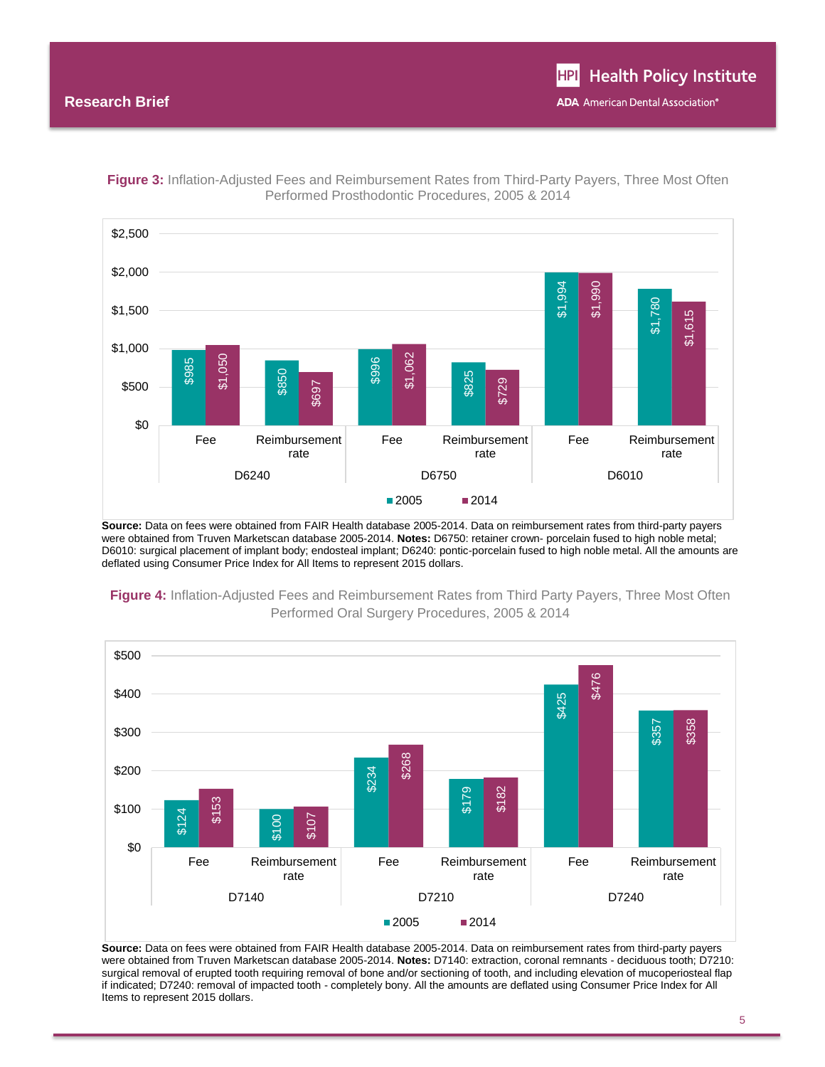**Figure 3:** Inflation-Adjusted Fees and Reimbursement Rates from Third-Party Payers, Three Most Often Performed Prosthodontic Procedures, 2005 & 2014

| Procedure | Measure | 2005 | 2014 |
|---|---|---|---|
| D6240 | Fee | $985 | $1,050 |
| D6240 | Reimbursement rate | $850 | $697 |
| D6750 | Fee | $996 | $1,062 |
| D6750 | Reimbursement rate | $825 | $729 |
| D6010 | Fee | $1,994 | $1,990 |
| D6010 | Reimbursement rate | $1,780 | $1,615 |

**Source:** Data on fees were obtained from FAIR Health database 2005-2014. Data on reimbursement rates from third-party payers were obtained from Truven Marketscan database 2005-2014. **Notes:** D6750: retainer crown- porcelain fused to high noble metal; D6010: surgical placement of implant body; endosteal implant; D6240: pontic-porcelain fused to high noble metal. All the amounts are deflated using Consumer Price Index for All Items to represent 2015 dollars.

**Figure 4:** Inflation-Adjusted Fees and Reimbursement Rates from Third Party Payers, Three Most Often Performed Oral Surgery Procedures, 2005 & 2014

| Procedure | Measure | 2005 | 2014 |
|---|---|---|---|
| D7140 | Fee | $124 | $153 |
| D7140 | Reimbursement rate | $100 | $107 |
| D7210 | Fee | $234 | $268 |
| D7210 | Reimbursement rate | $179 | $182 |
| D7240 | Fee | $425 | $476 |
| D7240 | Reimbursement rate | $357 | $358 |

**Source:** Data on fees were obtained from FAIR Health database 2005-2014. Data on reimbursement rates from third-party payers were obtained from Truven Marketscan database 2005-2014. **Notes:** D7140: extraction, coronal remnants - deciduous tooth; D7210: surgical removal of erupted tooth requiring removal of bone and/or sectioning of tooth, and including elevation of mucoperiosteal flap if indicated; D7240: removal of impacted tooth - completely bony. All the amounts are deflated using Consumer Price Index for All Items to represent 2015 dollars.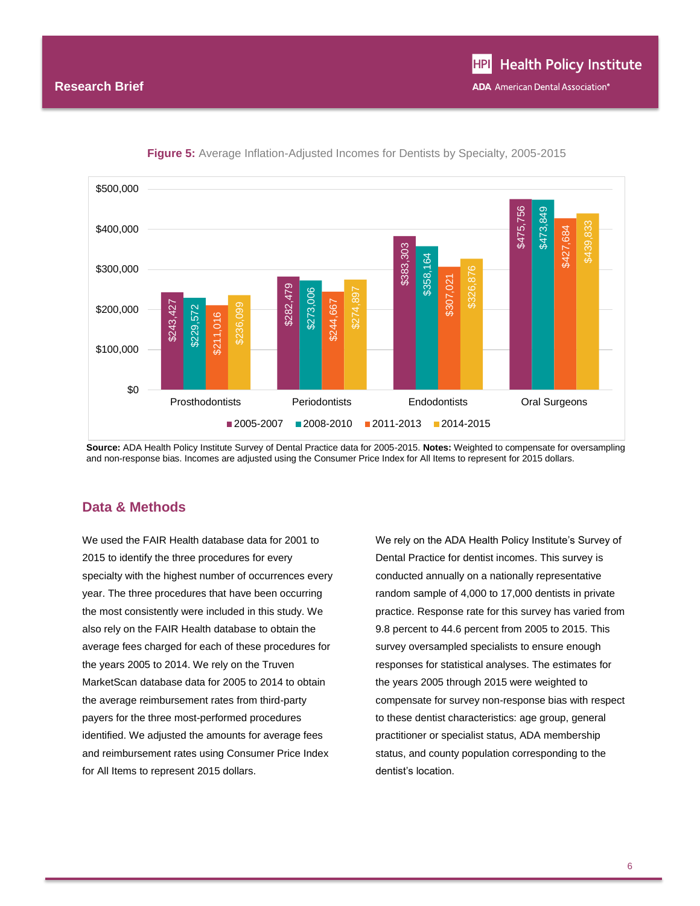**Figure 5:** Average Inflation-Adjusted Incomes for Dentists by Specialty, 2005-2015

| Specialty | 2005-2007 | 2008-2010 | 2011-2013 | 2014-2015 |
|---|---|---|---|---|
| Prosthodontists | $243,427 | $229,572 | $211,016 | $236,099 |
| Periodontists | $282,479 | $273,006 | $244,667 | $274,897 |
| Endodontists | $383,303 | $358,164 | $307,021 | $326,876 |
| Oral Surgeons | $475,756 | $473,849 | $427,684 | $439,833 |

**Source:** ADA Health Policy Institute Survey of Dental Practice data for 2005-2015. **Notes:** Weighted to compensate for oversampling and non-response bias. Incomes are adjusted using the Consumer Price Index for All Items to represent for 2015 dollars.

## Data & Methods

We used the FAIR Health database data for 2001 to 2015 to identify the three procedures for every specialty with the highest number of occurrences every year. The three procedures that have been occurring the most consistently were included in this study. We also rely on the FAIR Health database to obtain the average fees charged for each of these procedures for the years 2005 to 2014. We rely on the Truven MarketScan database data for 2005 to 2014 to obtain the average reimbursement rates from third-party payers for the three most-performed procedures identified. We adjusted the amounts for average fees and reimbursement rates using Consumer Price Index for All Items to represent 2015 dollars.

We rely on the ADA Health Policy Institute's Survey of Dental Practice for dentist incomes. This survey is conducted annually on a nationally representative random sample of 4,000 to 17,000 dentists in private practice. Response rate for this survey has varied from 9.8 percent to 44.6 percent from 2005 to 2015. This survey oversampled specialists to ensure enough responses for statistical analyses. The estimates for the years 2005 through 2015 were weighted to compensate for survey non-response bias with respect to these dentist characteristics: age group, general practitioner or specialist status, ADA membership status, and county population corresponding to the dentist's location.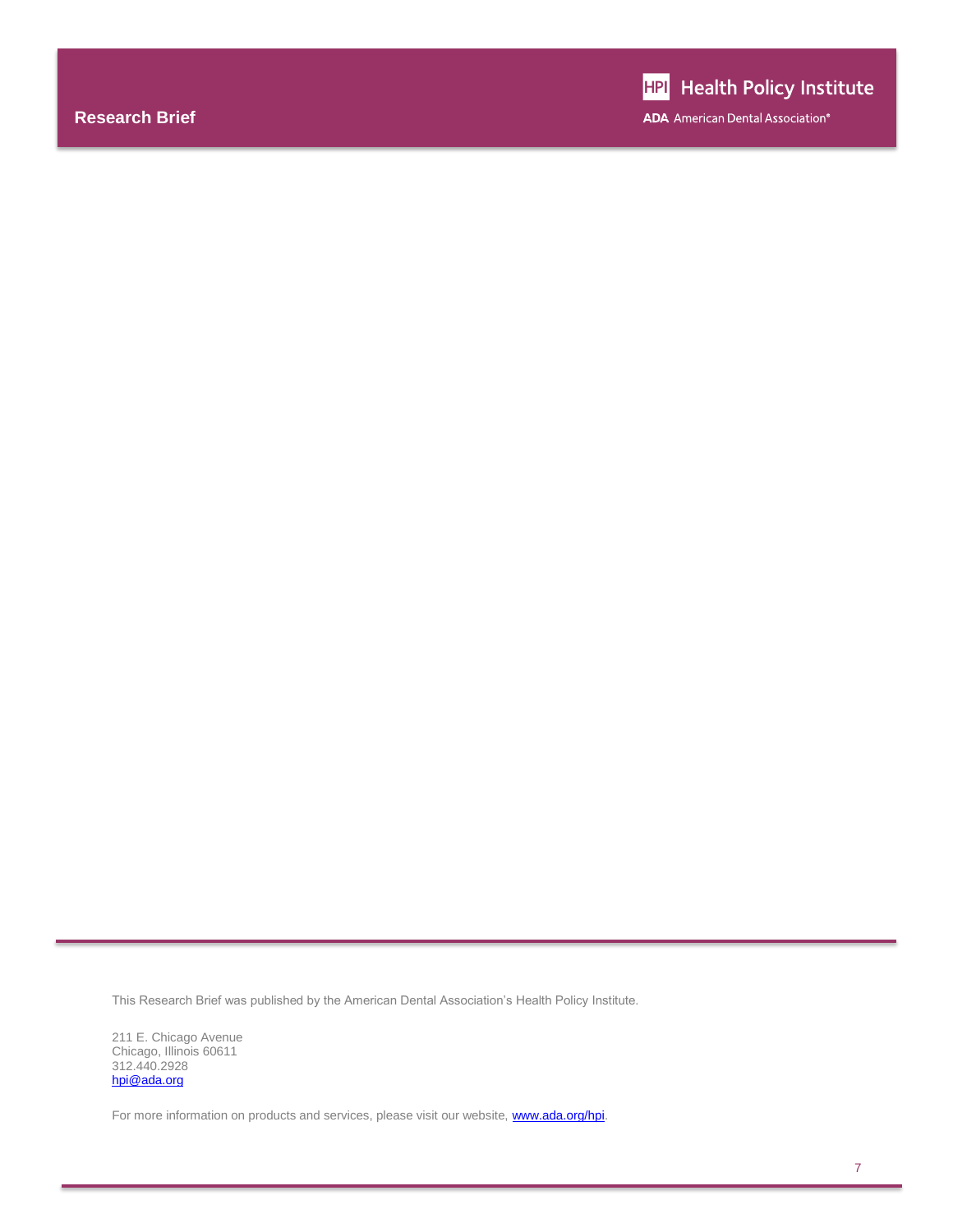This Research Brief was published by the American Dental Association's Health Policy Institute.

211 E. Chicago Avenue  
Chicago, Illinois 60611  
312.440.2928  
hpi@ada.org

For more information on products and services, please visit our website, www.ada.org/hpi.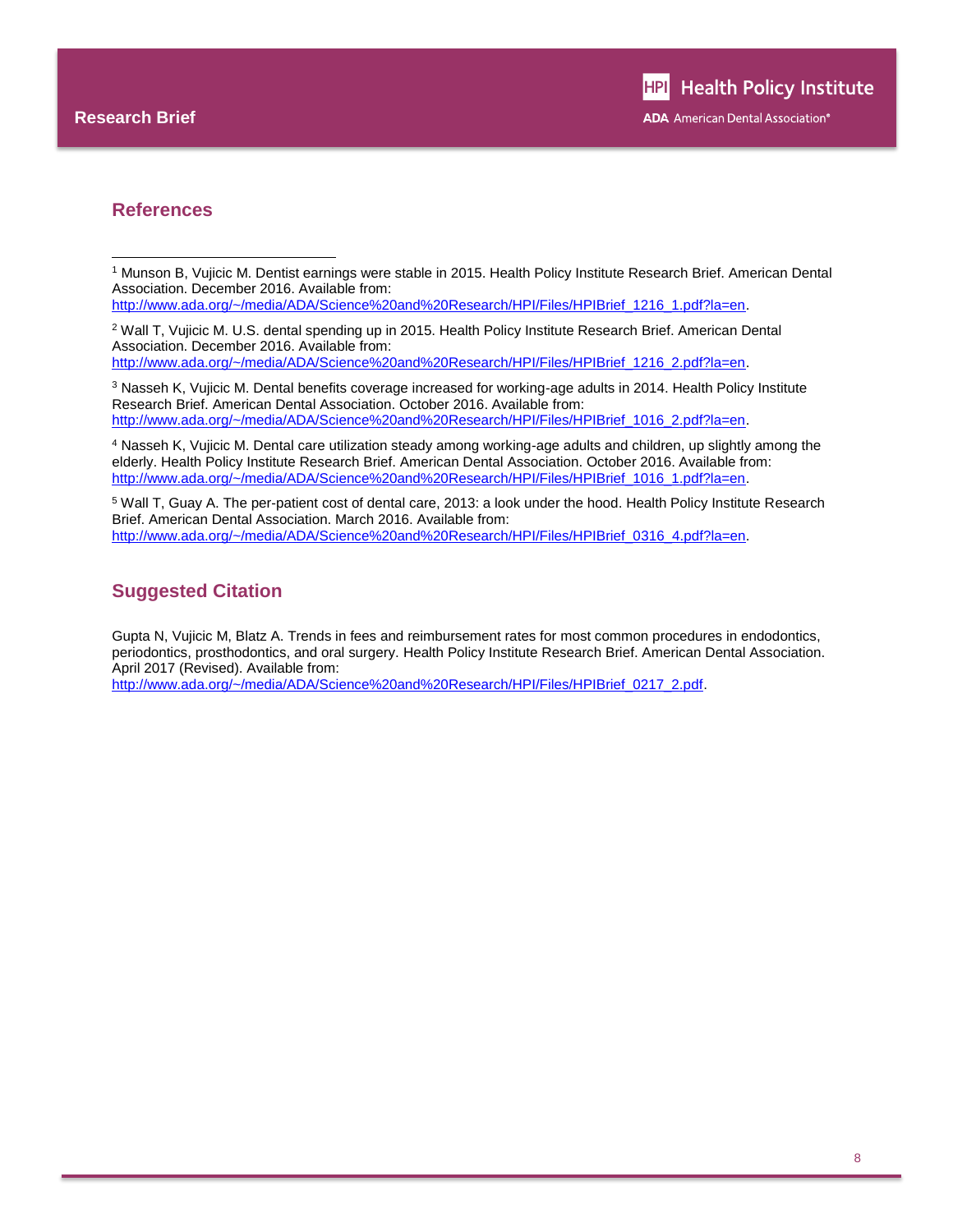## References

[1] Munson B, Vujicic M. Dentist earnings were stable in 2015. Health Policy Institute Research Brief. American Dental Association. December 2016. Available from: http://www.ada.org/~/media/ADA/Science%20and%20Research/HPI/Files/HPIBrief_1216_1.pdf?la=en.

[2] Wall T, Vujicic M. U.S. dental spending up in 2015. Health Policy Institute Research Brief. American Dental Association. December 2016. Available from: http://www.ada.org/~/media/ADA/Science%20and%20Research/HPI/Files/HPIBrief_1216_2.pdf?la=en.

[3] Nasseh K, Vujicic M. Dental benefits coverage increased for working-age adults in 2014. Health Policy Institute Research Brief. American Dental Association. October 2016. Available from: http://www.ada.org/~/media/ADA/Science%20and%20Research/HPI/Files/HPIBrief_1016_2.pdf?la=en.

[4] Nasseh K, Vujicic M. Dental care utilization steady among working-age adults and children, up slightly among the elderly. Health Policy Institute Research Brief. American Dental Association. October 2016. Available from: http://www.ada.org/~/media/ADA/Science%20and%20Research/HPI/Files/HPIBrief_1016_1.pdf?la=en.

[5] Wall T, Guay A. The per-patient cost of dental care, 2013: a look under the hood. Health Policy Institute Research Brief. American Dental Association. March 2016. Available from: http://www.ada.org/~/media/ADA/Science%20and%20Research/HPI/Files/HPIBrief_0316_4.pdf?la=en.

## Suggested Citation

Gupta N, Vujicic M, Blatz A. Trends in fees and reimbursement rates for most common procedures in endodontics, periodontics, prosthodontics, and oral surgery. Health Policy Institute Research Brief. American Dental Association. April 2017 (Revised). Available from: http://www.ada.org/~/media/ADA/Science%20and%20Research/HPI/Files/HPIBrief_0217_2.pdf.